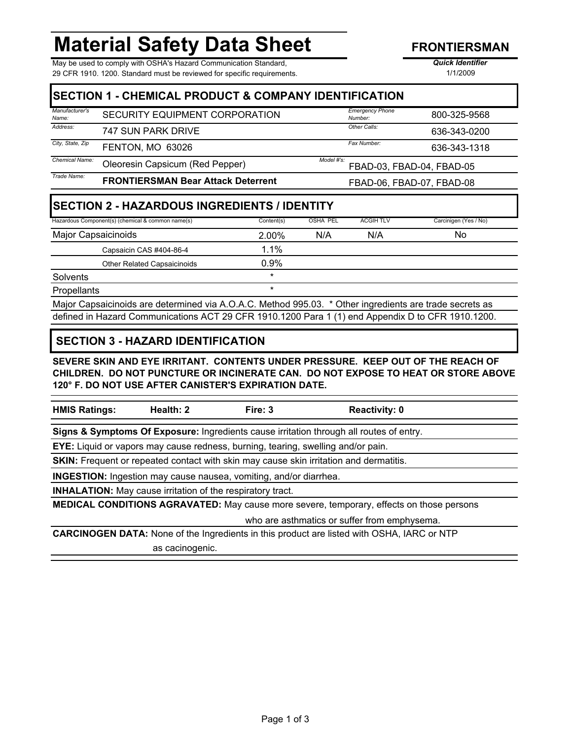# Material Safety Data Sheet

**FRONTIERSMAN**

May be used to comply with OSHA's Hazard Communication Standard, 29 CFR 1910. 1200. Standard must be reviewed for specific requirements.

***Quick Identifier***
1/1/2009

## SECTION 1 - CHEMICAL PRODUCT & COMPANY IDENTIFICATION

| | | | |
|---|---|---|---|
| *Manufacturer's Name:* | SECURITY EQUIPMENT CORPORATION | *Emergency Phone Number:* | 800-325-9568 |
| *Address:* | 747 SUN PARK DRIVE | *Other Calls:* | 636-343-0200 |
| *City, State, Zip* | FENTON, MO 63026 | *Fax Number:* | 636-343-1318 |
| *Chemical Name:* | Oleoresin Capsicum (Red Pepper) | *Model #'s:* | FBAD-03, FBAD-04, FBAD-05 |
| *Trade Name:* | **FRONTIERSMAN Bear Attack Deterrent** | | FBAD-06, FBAD-07, FBAD-08 |

## SECTION 2 - HAZARDOUS INGREDIENTS / IDENTITY

| Hazardous Component(s) (chemical & common name(s)) | Content(s) | OSHA PEL | ACGIH TLV | Carcinigen (Yes / No) |
|---|---|---|---|---|
| Major Capsaicinoids | 2.00% | N/A | N/A | No |
| Capsaicin CAS #404-86-4 | 1.1% | | | |
| Other Related Capsaicinoids | 0.9% | | | |
| Solvents | * | | | |
| Propellants | * | | | |

Major Capsaicinoids are determined via A.O.A.C. Method 995.03. * Other ingredients are trade secrets as defined in Hazard Communications ACT 29 CFR 1910.1200 Para 1 (1) end Appendix D to CFR 1910.1200.

## SECTION 3 - HAZARD IDENTIFICATION

**SEVERE SKIN AND EYE IRRITANT. CONTENTS UNDER PRESSURE. KEEP OUT OF THE REACH OF CHILDREN. DO NOT PUNCTURE OR INCINERATE CAN. DO NOT EXPOSE TO HEAT OR STORE ABOVE 120° F. DO NOT USE AFTER CANISTER'S EXPIRATION DATE.**

| **HMIS Ratings:** | **Health: 2** | **Fire: 3** | **Reactivity: 0** |
|---|---|---|---|

**Signs & Symptoms Of Exposure:** Ingredients cause irritation through all routes of entry.

**EYE:** Liquid or vapors may cause redness, burning, tearing, swelling and/or pain.

**SKIN:** Frequent or repeated contact with skin may cause skin irritation and dermatitis.

**INGESTION:** Ingestion may cause nausea, vomiting, and/or diarrhea.

**INHALATION:** May cause irritation of the respiratory tract.

**MEDICAL CONDITIONS AGRAVATED:** May cause more severe, temporary, effects on those persons who are asthmatics or suffer from emphysema.

**CARCINOGEN DATA:** None of the Ingredients in this product are listed with OSHA, IARC or NTP as cacinogenic.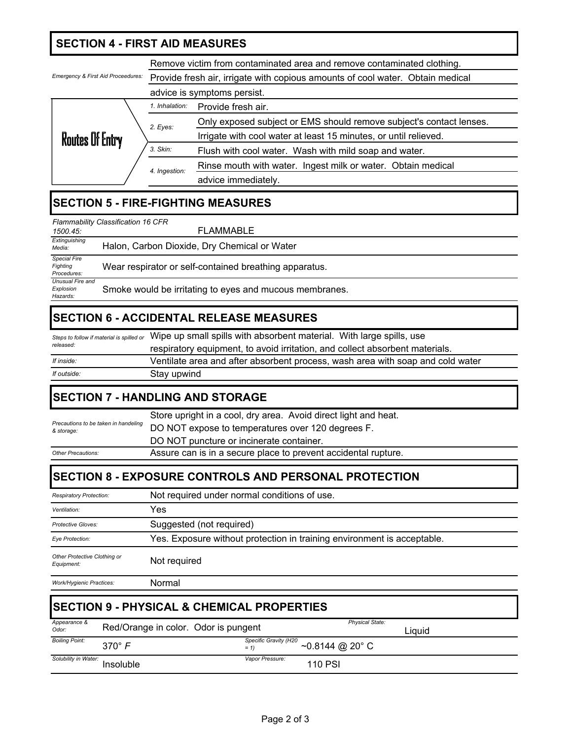## SECTION 4 - FIRST AID MEASURES

| | | |
|---|---|---|
| *Emergency & First Aid Proceedures:* | | Remove victim from contaminated area and remove contaminated clothing. Provide fresh air, irrigate with copious amounts of cool water. Obtain medical advice is symptoms persist. |
| **Routes Of Entry** | *1. Inhalation:* | Provide fresh air. |
| | *2. Eyes:* | Only exposed subject or EMS should remove subject's contact lenses. Irrigate with cool water at least 15 minutes, or until relieved. |
| | *3. Skin:* | Flush with cool water. Wash with mild soap and water. |
| | *4. Ingestion:* | Rinse mouth with water. Ingest milk or water. Obtain medical advice immediately. |

## SECTION 5 - FIRE-FIGHTING MEASURES

| | |
|---|---|
| *Flammability Classification 16 CFR 1500.45:* | FLAMMABLE |
| *Extinguishing Media:* | Halon, Carbon Dioxide, Dry Chemical or Water |
| *Special Fire Fighting Procedures:* | Wear respirator or self-contained breathing apparatus. |
| *Unusual Fire and Explosion Hazards:* | Smoke would be irritating to eyes and mucous membranes. |

## SECTION 6 - ACCIDENTAL RELEASE MEASURES

| | |
|---|---|
| *Steps to follow if material is spilled or released:* | Wipe up small spills with absorbent material. With large spills, use respiratory equipment, to avoid irritation, and collect absorbent materials. |
| *If inside:* | Ventilate area and after absorbent process, wash area with soap and cold water |
| *If outside:* | Stay upwind |

## SECTION 7 - HANDLING AND STORAGE

| | |
|---|---|
| *Precautions to be taken in handeling & storage:* | Store upright in a cool, dry area. Avoid direct light and heat. DO NOT expose to temperatures over 120 degrees F. DO NOT puncture or incinerate container. |
| *Other Precautions:* | Assure can is in a secure place to prevent accidental rupture. |

## SECTION 8 - EXPOSURE CONTROLS AND PERSONAL PROTECTION

| | |
|---|---|
| *Respiratory Protection:* | Not required under normal conditions of use. |
| *Ventilation:* | Yes |
| *Protective Gloves:* | Suggested (not required) |
| *Eye Protection:* | Yes. Exposure without protection in training environment is acceptable. |
| *Other Protective Clothing or Equipment:* | Not required |
| *Work/Hygienic Practices:* | Normal |

## SECTION 9 - PHYSICAL & CHEMICAL PROPERTIES

| | | | |
|---|---|---|---|
| *Appearance & Odor:* | Red/Orange in color. Odor is pungent | *Physical State:* | Liquid |
| *Boiling Point:* | 370° *F* | *Specific Gravity (H20 = 1)* | ~0.8144 @ 20° C |
| *Solubility in Water:* | Insoluble | *Vapor Pressure:* | 110 PSI |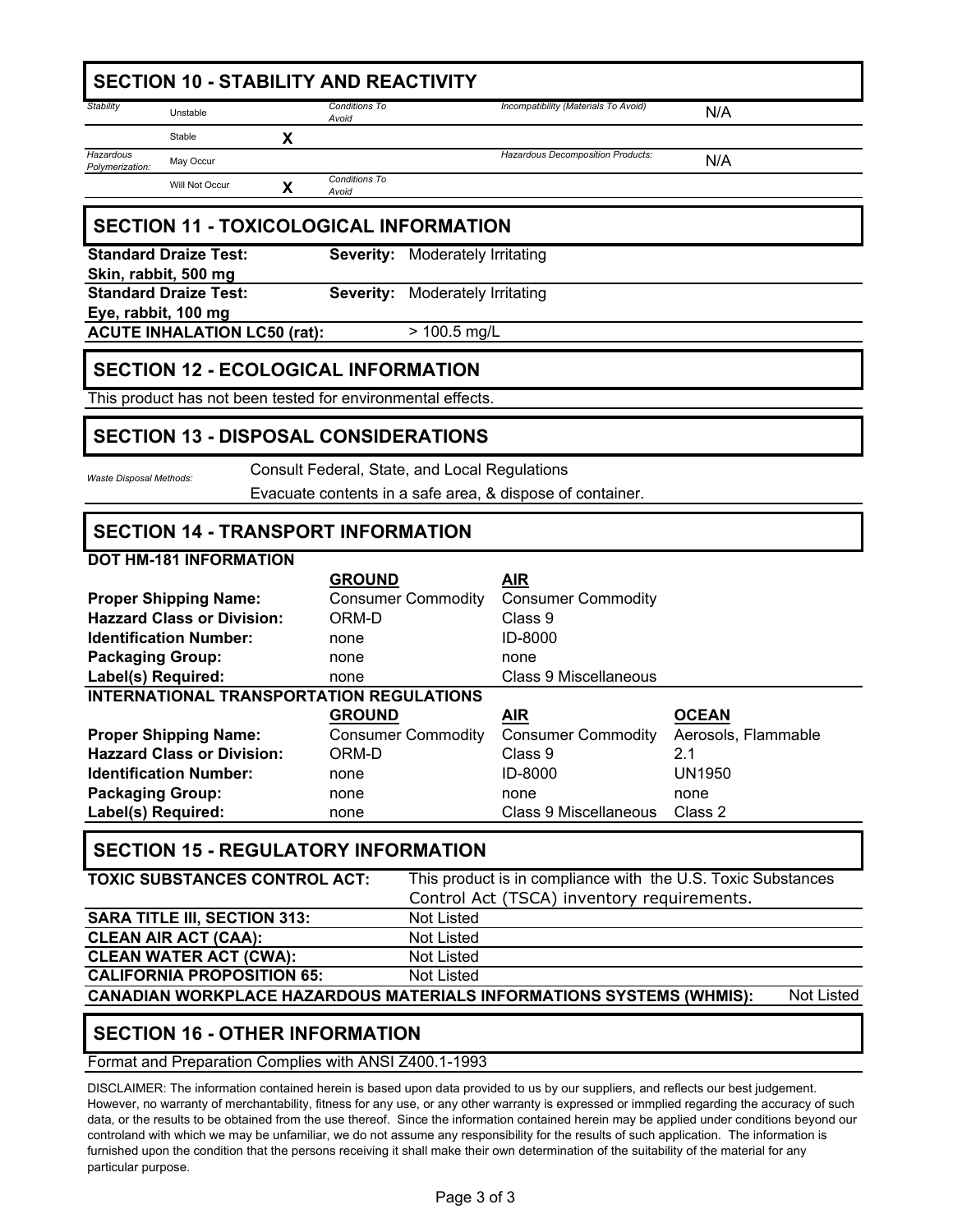## SECTION 10 - STABILITY AND REACTIVITY

| | | | | | |
|---|---|---|---|---|---|
| *Stability* | Unstable | | *Conditions To Avoid* | *Incompatibility (Materials To Avoid)* | N/A |
| | Stable | X | | | |
| *Hazardous Polymerization:* | May Occur | | | *Hazardous Decomposition Products:* | N/A |
| | Will Not Occur | X | *Conditions To Avoid* | | |

## SECTION 11 - TOXICOLOGICAL INFORMATION

| | | |
|---|---|---|
| **Standard Draize Test: Skin, rabbit, 500 mg** | **Severity:** | Moderately Irritating |
| **Standard Draize Test: Eye, rabbit, 100 mg** | **Severity:** | Moderately Irritating |
| **ACUTE INHALATION LC50 (rat):** | | > 100.5 mg/L |

## SECTION 12 - ECOLOGICAL INFORMATION

This product has not been tested for environmental effects.

## SECTION 13 - DISPOSAL CONSIDERATIONS

*Waste Disposal Methods:*

Consult Federal, State, and Local Regulations

Evacuate contents in a safe area, & dispose of container.

## SECTION 14 - TRANSPORT INFORMATION

**DOT HM-181 INFORMATION**

| | **GROUND** | **AIR** |
|---|---|---|
| **Proper Shipping Name:** | Consumer Commodity | Consumer Commodity |
| **Hazzard Class or Division:** | ORM-D | Class 9 |
| **Identification Number:** | none | ID-8000 |
| **Packaging Group:** | none | none |
| **Label(s) Required:** | none | Class 9 Miscellaneous |

**INTERNATIONAL TRANSPORTATION REGULATIONS**

| | **GROUND** | **AIR** | **OCEAN** |
|---|---|---|---|
| **Proper Shipping Name:** | Consumer Commodity | Consumer Commodity | Aerosols, Flammable |
| **Hazzard Class or Division:** | ORM-D | Class 9 | 2.1 |
| **Identification Number:** | none | ID-8000 | UN1950 |
| **Packaging Group:** | none | none | none |
| **Label(s) Required:** | none | Class 9 Miscellaneous | Class 2 |

## SECTION 15 - REGULATORY INFORMATION

| | |
|---|---|
| **TOXIC SUBSTANCES CONTROL ACT:** | This product is in compliance with the U.S. Toxic Substances Control Act (TSCA) inventory requirements. |
| **SARA TITLE III, SECTION 313:** | Not Listed |
| **CLEAN AIR ACT (CAA):** | Not Listed |
| **CLEAN WATER ACT (CWA):** | Not Listed |
| **CALIFORNIA PROPOSITION 65:** | Not Listed |
| **CANADIAN WORKPLACE HAZARDOUS MATERIALS INFORMATIONS SYSTEMS (WHMIS):** | Not Listed |

## SECTION 16 - OTHER INFORMATION

Format and Preparation Complies with ANSI Z400.1-1993

DISCLAIMER: The information contained herein is based upon data provided to us by our suppliers, and reflects our best judgement. However, no warranty of merchantability, fitness for any use, or any other warranty is expressed or immplied regarding the accuracy of such data, or the results to be obtained from the use thereof. Since the information contained herein may be applied under conditions beyond our controland with which we may be unfamiliar, we do not assume any responsibility for the results of such application. The information is furnished upon the condition that the persons receiving it shall make their own determination of the suitability of the material for any particular purpose.